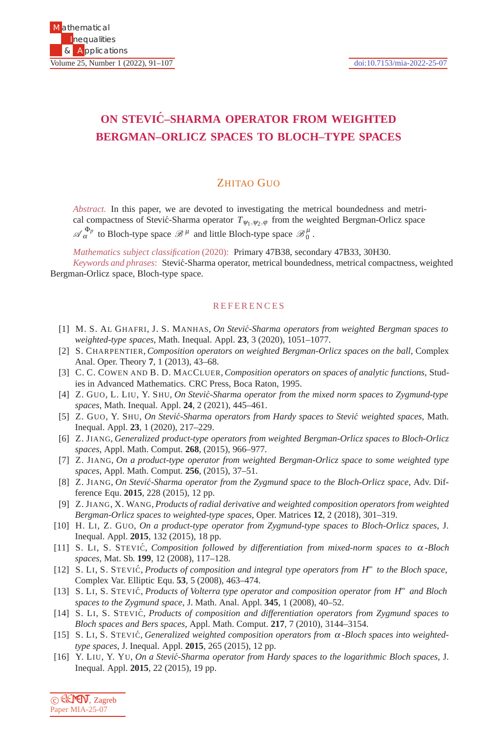# ON STEVIĆ–SHARMA OPERATOR FROM WEIGHTED BERGMAN–ORLICZ SPACES TO BLOCH–TYPE SPACES

ZHITAO GUO

*Abstract.* In this paper, we are devoted to investigating the metrical boundedness and metrical compactness of Stević-Sharma operator $T_{\psi_1,\psi_2,\varphi}$ from the weighted Bergman-Orlicz space $\mathscr{A}_\alpha^{\Phi_p}$ to Bloch-type space $\mathscr{B}^\mu$ and little Bloch-type space $\mathscr{B}_0^\mu$.

*Mathematics subject classification* (2020): Primary 47B38, secondary 47B33, 30H30.

*Keywords and phrases*: Stević-Sharma operator, metrical boundedness, metrical compactness, weighted Bergman-Orlicz space, Bloch-type space.

## REFERENCES

[1] M. S. Al Ghafri, J. S. Manhas, *On Stević-Sharma operators from weighted Bergman spaces to weighted-type spaces*, Math. Inequal. Appl. **23**, 3 (2020), 1051–1077.

[2] S. Charpentier, *Composition operators on weighted Bergman-Orlicz spaces on the ball*, Complex Anal. Oper. Theory **7**, 1 (2013), 43–68.

[3] C. C. Cowen and B. D. MacCluer, *Composition operators on spaces of analytic functions*, Studies in Advanced Mathematics. CRC Press, Boca Raton, 1995.

[4] Z. Guo, L. Liu, Y. Shu, *On Stević-Sharma operator from the mixed norm spaces to Zygmund-type spaces*, Math. Inequal. Appl. **24**, 2 (2021), 445–461.

[5] Z. Guo, Y. Shu, *On Stević-Sharma operators from Hardy spaces to Stević weighted spaces*, Math. Inequal. Appl. **23**, 1 (2020), 217–229.

[6] Z. Jiang, *Generalized product-type operators from weighted Bergman-Orlicz spaces to Bloch-Orlicz spaces*, Appl. Math. Comput. **268**, (2015), 966–977.

[7] Z. Jiang, *On a product-type operator from weighted Bergman-Orlicz space to some weighted type spaces*, Appl. Math. Comput. **256**, (2015), 37–51.

[8] Z. Jiang, *On Stević-Sharma operator from the Zygmund space to the Bloch-Orlicz space*, Adv. Difference Equ. **2015**, 228 (2015), 12 pp.

[9] Z. Jiang, X. Wang, *Products of radial derivative and weighted composition operators from weighted Bergman-Orlicz spaces to weighted-type spaces*, Oper. Matrices **12**, 2 (2018), 301–319.

[10] H. Li, Z. Guo, *On a product-type operator from Zygmund-type spaces to Bloch-Orlicz spaces*, J. Inequal. Appl. **2015**, 132 (2015), 18 pp.

[11] S. Li, S. Stević, *Composition followed by differentiation from mixed-norm spaces to $\alpha$-Bloch spaces*, Mat. Sb. **199**, 12 (2008), 117–128.

[12] S. Li, S. Stević, *Products of composition and integral type operators from $H^\infty$ to the Bloch space*, Complex Var. Elliptic Equ. **53**, 5 (2008), 463–474.

[13] S. Li, S. Stević, *Products of Volterra type operator and composition operator from $H^\infty$ and Bloch spaces to the Zygmund space*, J. Math. Anal. Appl. **345**, 1 (2008), 40–52.

[14] S. Li, S. Stević, *Products of composition and differentiation operators from Zygmund spaces to Bloch spaces and Bers spaces*, Appl. Math. Comput. **217**, 7 (2010), 3144–3154.

[15] S. Li, S. Stević, *Generalized weighted composition operators from $\alpha$-Bloch spaces into weighted-type spaces*, J. Inequal. Appl. **2015**, 265 (2015), 12 pp.

[16] Y. Liu, Y. Yu, *On a Stević-Sharma operator from Hardy spaces to the logarithmic Bloch spaces*, J. Inequal. Appl. **2015**, 22 (2015), 19 pp.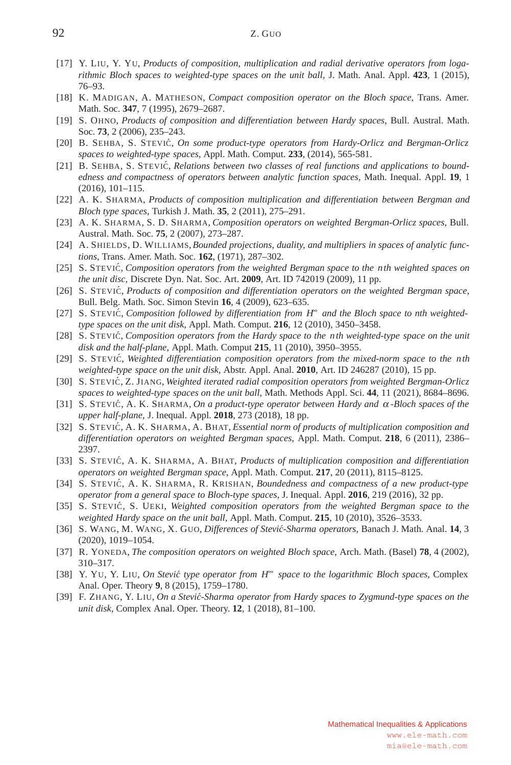[17] Y. LIU, Y. YU, *Products of composition, multiplication and radial derivative operators from logarithmic Bloch spaces to weighted-type spaces on the unit ball*, J. Math. Anal. Appl. **423**, 1 (2015), 76–93.

[18] K. MADIGAN, A. MATHESON, *Compact composition operator on the Bloch space*, Trans. Amer. Math. Soc. **347**, 7 (1995), 2679–2687.

[19] S. OHNO, *Products of composition and differentiation between Hardy spaces*, Bull. Austral. Math. Soc. **73**, 2 (2006), 235–243.

[20] B. SEHBA, S. STEVIĆ, *On some product-type operators from Hardy-Orlicz and Bergman-Orlicz spaces to weighted-type spaces*, Appl. Math. Comput. **233**, (2014), 565-581.

[21] B. SEHBA, S. STEVIĆ, *Relations between two classes of real functions and applications to boundedness and compactness of operators between analytic function spaces*, Math. Inequal. Appl. **19**, 1 (2016), 101–115.

[22] A. K. SHARMA, *Products of composition multiplication and differentiation between Bergman and Bloch type spaces*, Turkish J. Math. **35**, 2 (2011), 275–291.

[23] A. K. SHARMA, S. D. SHARMA, *Composition operators on weighted Bergman-Orlicz spaces*, Bull. Austral. Math. Soc. **75**, 2 (2007), 273–287.

[24] A. SHIELDS, D. WILLIAMS, *Bounded projections, duality, and multipliers in spaces of analytic functions*, Trans. Amer. Math. Soc. **162**, (1971), 287–302.

[25] S. STEVIĆ, *Composition operators from the weighted Bergman space to the $n$th weighted spaces on the unit disc*, Discrete Dyn. Nat. Soc. Art. **2009**, Art. ID 742019 (2009), 11 pp.

[26] S. STEVIĆ, *Products of composition and differentiation operators on the weighted Bergman space*, Bull. Belg. Math. Soc. Simon Stevin **16**, 4 (2009), 623–635.

[27] S. STEVIĆ, *Composition followed by differentiation from $H^\infty$ and the Bloch space to nth weighted-type spaces on the unit disk*, Appl. Math. Comput. **216**, 12 (2010), 3450–3458.

[28] S. STEVIĆ, *Composition operators from the Hardy space to the $n$th weighted-type space on the unit disk and the half-plane*, Appl. Math. Comput **215**, 11 (2010), 3950–3955.

[29] S. STEVIĆ, *Weighted differentiation composition operators from the mixed-norm space to the $n$th weighted-type space on the unit disk*, Abstr. Appl. Anal. **2010**, Art. ID 246287 (2010), 15 pp.

[30] S. STEVIĆ, Z. JIANG, *Weighted iterated radial composition operators from weighted Bergman-Orlicz spaces to weighted-type spaces on the unit ball*, Math. Methods Appl. Sci. **44**, 11 (2021), 8684–8696.

[31] S. STEVIĆ, A. K. SHARMA, *On a product-type operator between Hardy and $\alpha$-Bloch spaces of the upper half-plane*, J. Inequal. Appl. **2018**, 273 (2018), 18 pp.

[32] S. STEVIĆ, A. K. SHARMA, A. BHAT, *Essential norm of products of multiplication composition and differentiation operators on weighted Bergman spaces*, Appl. Math. Comput. **218**, 6 (2011), 2386–2397.

[33] S. STEVIĆ, A. K. SHARMA, A. BHAT, *Products of multiplication composition and differentiation operators on weighted Bergman space*, Appl. Math. Comput. **217**, 20 (2011), 8115–8125.

[34] S. STEVIĆ, A. K. SHARMA, R. KRISHAN, *Boundedness and compactness of a new product-type operator from a general space to Bloch-type spaces*, J. Inequal. Appl. **2016**, 219 (2016), 32 pp.

[35] S. STEVIĆ, S. UEKI, *Weighted composition operators from the weighted Bergman space to the weighted Hardy space on the unit ball*, Appl. Math. Comput. **215**, 10 (2010), 3526–3533.

[36] S. WANG, M. WANG, X. GUO, *Differences of Stević-Sharma operators*, Banach J. Math. Anal. **14**, 3 (2020), 1019–1054.

[37] R. YONEDA, *The composition operators on weighted Bloch space*, Arch. Math. (Basel) **78**, 4 (2002), 310–317.

[38] Y. YU, Y. LIU, *On Stević type operator from $H^\infty$ space to the logarithmic Bloch spaces*, Complex Anal. Oper. Theory **9**, 8 (2015), 1759–1780.

[39] F. ZHANG, Y. LIU, *On a Stević-Sharma operator from Hardy spaces to Zygmund-type spaces on the unit disk*, Complex Anal. Oper. Theory. **12**, 1 (2018), 81–100.